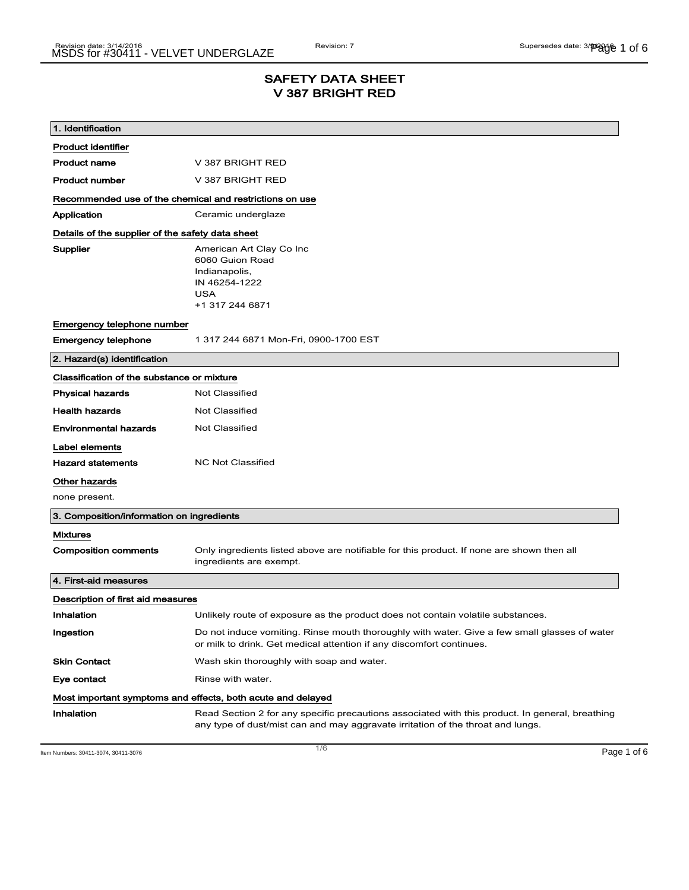# SAFETY DATA SHEET
# V 387 BRIGHT RED

## 1. Identification

**Product identifier**

| | |
|---|---|
| **Product name** | V 387 BRIGHT RED |
| **Product number** | V 387 BRIGHT RED |

**Recommended use of the chemical and restrictions on use**

| | |
|---|---|
| **Application** | Ceramic underglaze |

**Details of the supplier of the safety data sheet**

| | |
|---|---|
| **Supplier** | American Art Clay Co Inc<br>6060 Guion Road<br>Indianapolis,<br>IN 46254-1222<br>USA<br>+1 317 244 6871 |

**Emergency telephone number**

| | |
|---|---|
| **Emergency telephone** | 1 317 244 6871 Mon-Fri, 0900-1700 EST |

## 2. Hazard(s) identification

**Classification of the substance or mixture**

| | |
|---|---|
| **Physical hazards** | Not Classified |
| **Health hazards** | Not Classified |
| **Environmental hazards** | Not Classified |

**Label elements**

| | |
|---|---|
| **Hazard statements** | NC Not Classified |

**Other hazards**

none present.

## 3. Composition/information on ingredients

**Mixtures**

| | |
|---|---|
| **Composition comments** | Only ingredients listed above are notifiable for this product. If none are shown then all ingredients are exempt. |

## 4. First-aid measures

**Description of first aid measures**

| | |
|---|---|
| **Inhalation** | Unlikely route of exposure as the product does not contain volatile substances. |
| **Ingestion** | Do not induce vomiting. Rinse mouth thoroughly with water. Give a few small glasses of water or milk to drink. Get medical attention if any discomfort continues. |
| **Skin Contact** | Wash skin thoroughly with soap and water. |
| **Eye contact** | Rinse with water. |

**Most important symptoms and effects, both acute and delayed**

| | |
|---|---|
| **Inhalation** | Read Section 2 for any specific precautions associated with this product. In general, breathing any type of dust/mist can and may aggravate irritation of the throat and lungs. |

Item Numbers: 30411-3074, 30411-3076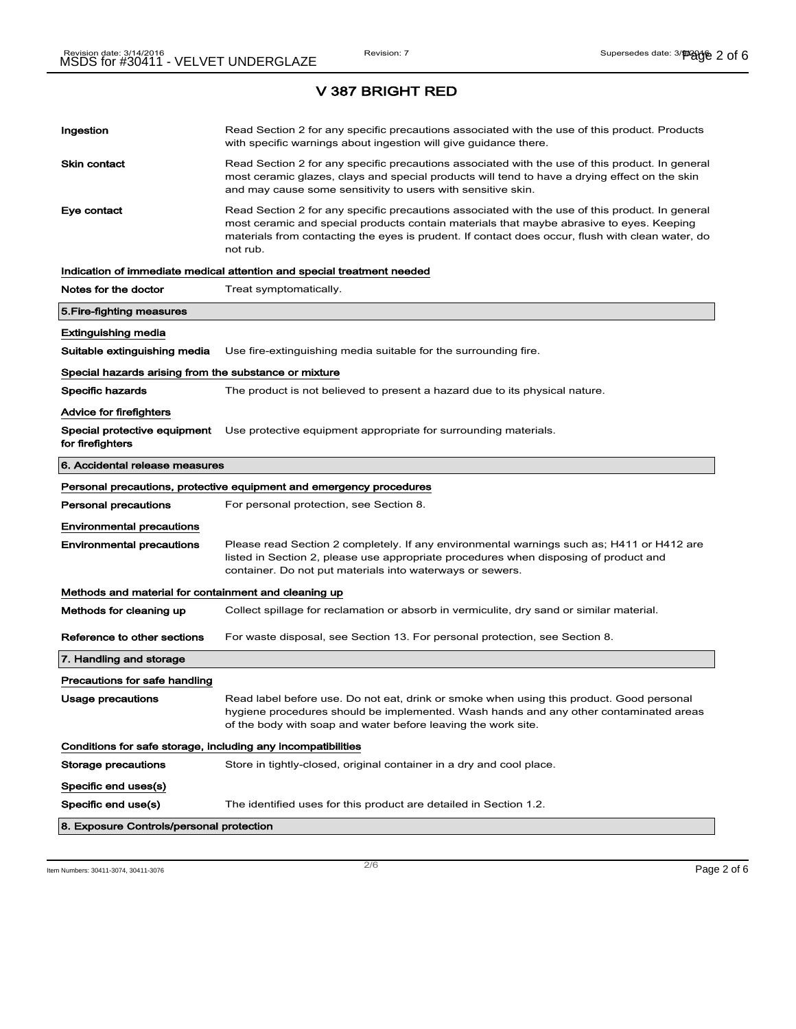# V 387 BRIGHT RED

**Ingestion** Read Section 2 for any specific precautions associated with the use of this product. Products with specific warnings about ingestion will give guidance there.

**Skin contact** Read Section 2 for any specific precautions associated with the use of this product. In general most ceramic glazes, clays and special products will tend to have a drying effect on the skin and may cause some sensitivity to users with sensitive skin.

**Eye contact** Read Section 2 for any specific precautions associated with the use of this product. In general most ceramic and special products contain materials that maybe abrasive to eyes. Keeping materials from contacting the eyes is prudent. If contact does occur, flush with clean water, do not rub.

### Indication of immediate medical attention and special treatment needed

**Notes for the doctor** Treat symptomatically.

## 5.Fire-fighting measures

### Extinguishing media

**Suitable extinguishing media** Use fire-extinguishing media suitable for the surrounding fire.

### Special hazards arising from the substance or mixture

**Specific hazards** The product is not believed to present a hazard due to its physical nature.

### Advice for firefighters

**Special protective equipment for firefighters** Use protective equipment appropriate for surrounding materials.

## 6. Accidental release measures

### Personal precautions, protective equipment and emergency procedures

**Personal precautions** For personal protection, see Section 8.

### Environmental precautions

**Environmental precautions** Please read Section 2 completely. If any environmental warnings such as; H411 or H412 are listed in Section 2, please use appropriate procedures when disposing of product and container. Do not put materials into waterways or sewers.

### Methods and material for containment and cleaning up

**Methods for cleaning up** Collect spillage for reclamation or absorb in vermiculite, dry sand or similar material.

**Reference to other sections** For waste disposal, see Section 13. For personal protection, see Section 8.

## 7. Handling and storage

### Precautions for safe handling

**Usage precautions** Read label before use. Do not eat, drink or smoke when using this product. Good personal hygiene procedures should be implemented. Wash hands and any other contaminated areas of the body with soap and water before leaving the work site.

### Conditions for safe storage, including any incompatibilities

**Storage precautions** Store in tightly-closed, original container in a dry and cool place.

### Specific end uses(s)

**Specific end use(s)** The identified uses for this product are detailed in Section 1.2.

## 8. Exposure Controls/personal protection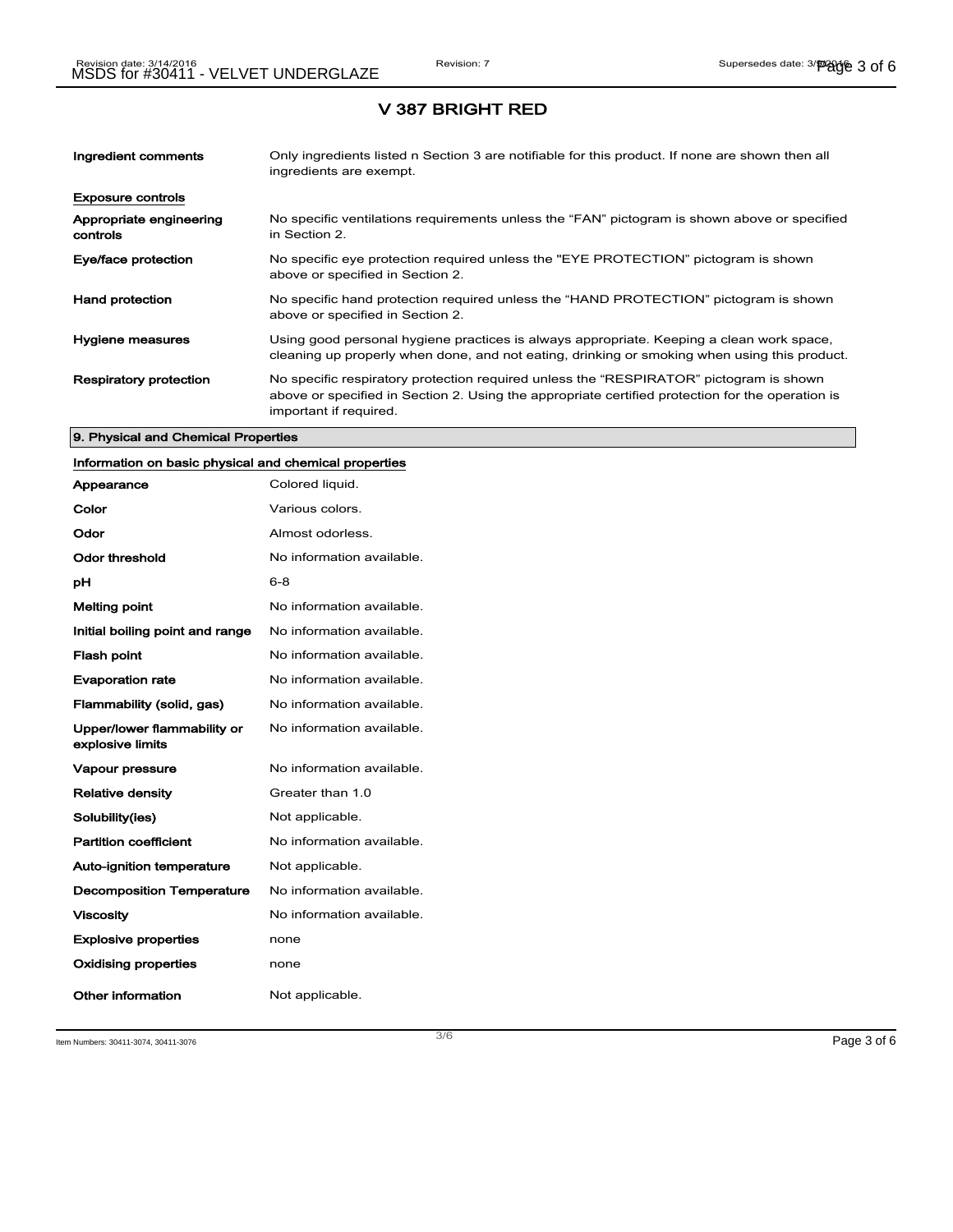# V 387 BRIGHT RED

| | |
|---|---|
| **Ingredient comments** | Only ingredients listed n Section 3 are notifiable for this product. If none are shown then all ingredients are exempt. |

**Exposure controls**

| | |
|---|---|
| **Appropriate engineering controls** | No specific ventilations requirements unless the “FAN” pictogram is shown above or specified in Section 2. |
| **Eye/face protection** | No specific eye protection required unless the "EYE PROTECTION” pictogram is shown above or specified in Section 2. |
| **Hand protection** | No specific hand protection required unless the “HAND PROTECTION” pictogram is shown above or specified in Section 2. |
| **Hygiene measures** | Using good personal hygiene practices is always appropriate. Keeping a clean work space, cleaning up properly when done, and not eating, drinking or smoking when using this product. |
| **Respiratory protection** | No specific respiratory protection required unless the “RESPIRATOR” pictogram is shown above or specified in Section 2. Using the appropriate certified protection for the operation is important if required. |

## 9. Physical and Chemical Properties

**Information on basic physical and chemical properties**

| | |
|---|---|
| **Appearance** | Colored liquid. |
| **Color** | Various colors. |
| **Odor** | Almost odorless. |
| **Odor threshold** | No information available. |
| **pH** | 6-8 |
| **Melting point** | No information available. |
| **Initial boiling point and range** | No information available. |
| **Flash point** | No information available. |
| **Evaporation rate** | No information available. |
| **Flammability (solid, gas)** | No information available. |
| **Upper/lower flammability or explosive limits** | No information available. |
| **Vapour pressure** | No information available. |
| **Relative density** | Greater than 1.0 |
| **Solubility(ies)** | Not applicable. |
| **Partition coefficient** | No information available. |
| **Auto-ignition temperature** | Not applicable. |
| **Decomposition Temperature** | No information available. |
| **Viscosity** | No information available. |
| **Explosive properties** | none |
| **Oxidising properties** | none |
| **Other information** | Not applicable. |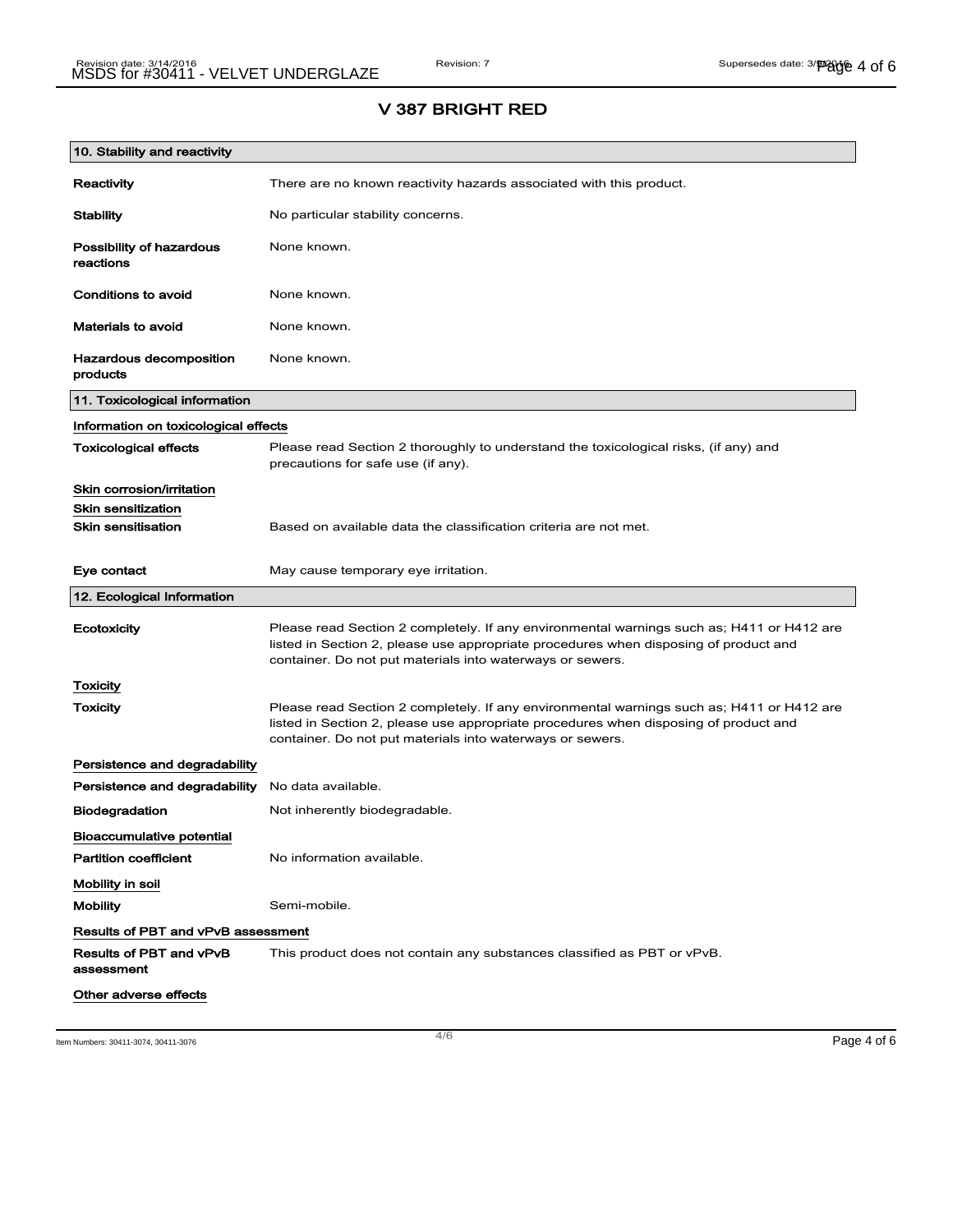# V 387 BRIGHT RED

## 10. Stability and reactivity

| | |
|---|---|
| **Reactivity** | There are no known reactivity hazards associated with this product. |
| **Stability** | No particular stability concerns. |
| **Possibility of hazardous reactions** | None known. |
| **Conditions to avoid** | None known. |
| **Materials to avoid** | None known. |
| **Hazardous decomposition products** | None known. |

## 11. Toxicological information

**Information on toxicological effects**

| | |
|---|---|
| **Toxicological effects** | Please read Section 2 thoroughly to understand the toxicological risks, (if any) and precautions for safe use (if any). |

**Skin corrosion/irritation**

**Skin sensitization**

| | |
|---|---|
| **Skin sensitisation** | Based on available data the classification criteria are not met. |
| **Eye contact** | May cause temporary eye irritation. |

## 12. Ecological Information

| | |
|---|---|
| **Ecotoxicity** | Please read Section 2 completely. If any environmental warnings such as; H411 or H412 are listed in Section 2, please use appropriate procedures when disposing of product and container. Do not put materials into waterways or sewers. |

**Toxicity**

| | |
|---|---|
| **Toxicity** | Please read Section 2 completely. If any environmental warnings such as; H411 or H412 are listed in Section 2, please use appropriate procedures when disposing of product and container. Do not put materials into waterways or sewers. |

**Persistence and degradability**

| | |
|---|---|
| **Persistence and degradability** | No data available. |
| **Biodegradation** | Not inherently biodegradable. |

**Bioaccumulative potential**

| | |
|---|---|
| **Partition coefficient** | No information available. |

**Mobility in soil**

| | |
|---|---|
| **Mobility** | Semi-mobile. |

**Results of PBT and vPvB assessment**

| | |
|---|---|
| **Results of PBT and vPvB assessment** | This product does not contain any substances classified as PBT or vPvB. |

**Other adverse effects**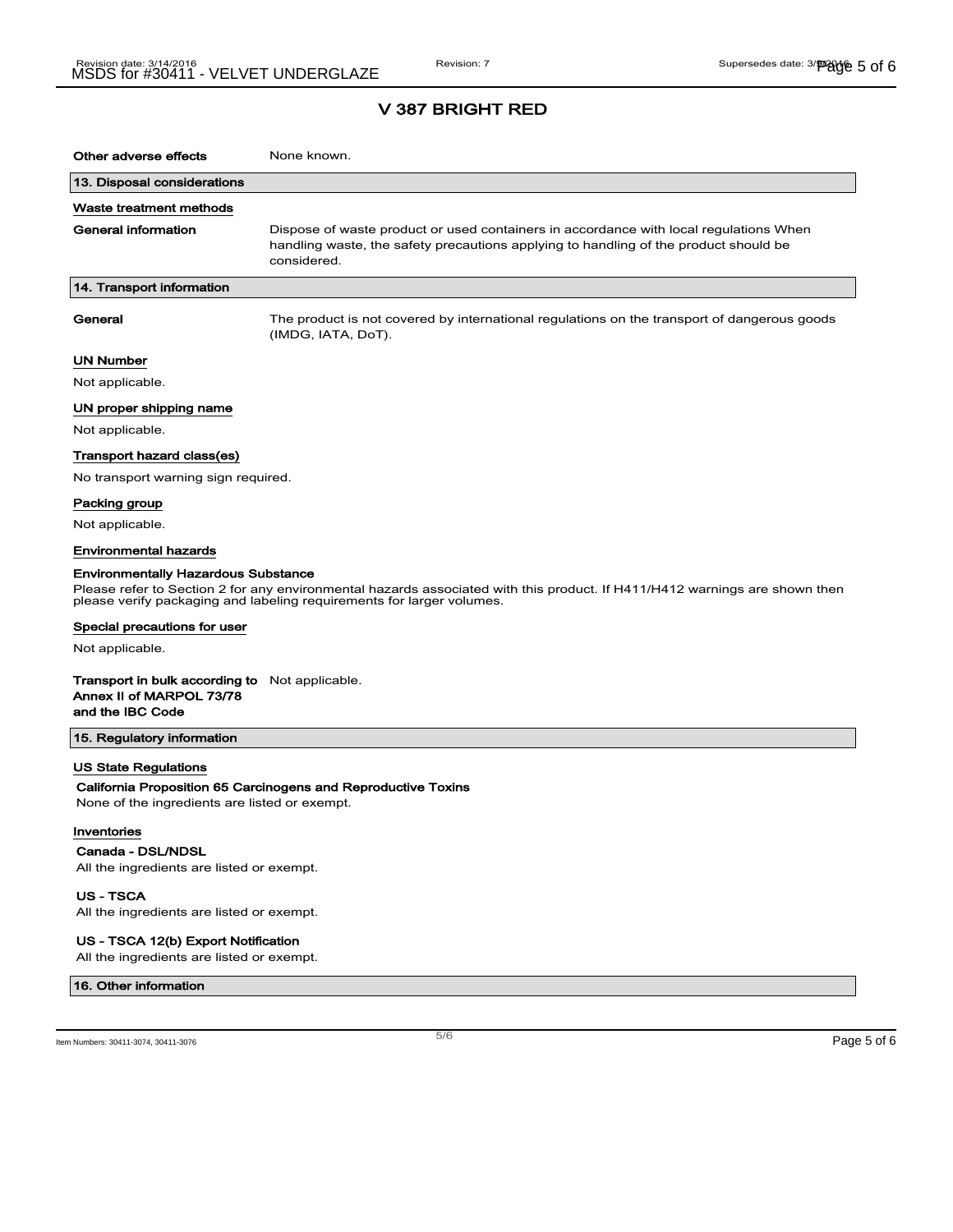# V 387 BRIGHT RED

**Other adverse effects** None known.

## 13. Disposal considerations

### Waste treatment methods

**General information** Dispose of waste product or used containers in accordance with local regulations When handling waste, the safety precautions applying to handling of the product should be considered.

## 14. Transport information

**General** The product is not covered by international regulations on the transport of dangerous goods (IMDG, IATA, DoT).

### UN Number

Not applicable.

### UN proper shipping name

Not applicable.

### Transport hazard class(es)

No transport warning sign required.

### Packing group

Not applicable.

### Environmental hazards

**Environmentally Hazardous Substance**

Please refer to Section 2 for any environmental hazards associated with this product. If H411/H412 warnings are shown then please verify packaging and labeling requirements for larger volumes.

### Special precautions for user

Not applicable.

**Transport in bulk according to Annex II of MARPOL 73/78 and the IBC Code** Not applicable.

## 15. Regulatory information

### US State Regulations

**California Proposition 65 Carcinogens and Reproductive Toxins**

None of the ingredients are listed or exempt.

### Inventories

**Canada - DSL/NDSL**

All the ingredients are listed or exempt.

**US - TSCA**

All the ingredients are listed or exempt.

**US - TSCA 12(b) Export Notification**

All the ingredients are listed or exempt.

## 16. Other information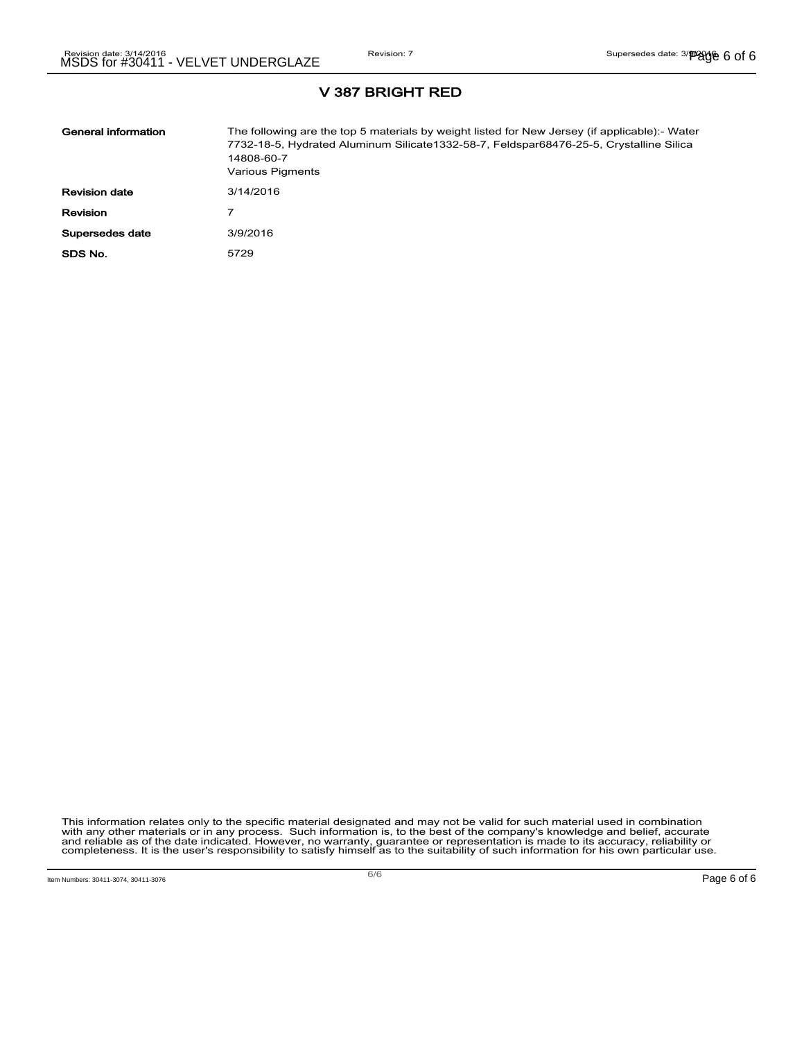## V 387 BRIGHT RED

| | |
|---|---|
| **General information** | The following are the top 5 materials by weight listed for New Jersey (if applicable):- Water 7732-18-5, Hydrated Aluminum Silicate1332-58-7, Feldspar68476-25-5, Crystalline Silica 14808-60-7<br>Various Pigments |
| **Revision date** | 3/14/2016 |
| **Revision** | 7 |
| **Supersedes date** | 3/9/2016 |
| **SDS No.** | 5729 |

This information relates only to the specific material designated and may not be valid for such material used in combination with any other materials or in any process. Such information is, to the best of the company's knowledge and belief, accurate and reliable as of the date indicated. However, no warranty, guarantee or representation is made to its accuracy, reliability or completeness. It is the user's responsibility to satisfy himself as to the suitability of such information for his own particular use.

Item Numbers: 30411-3074, 30411-3076